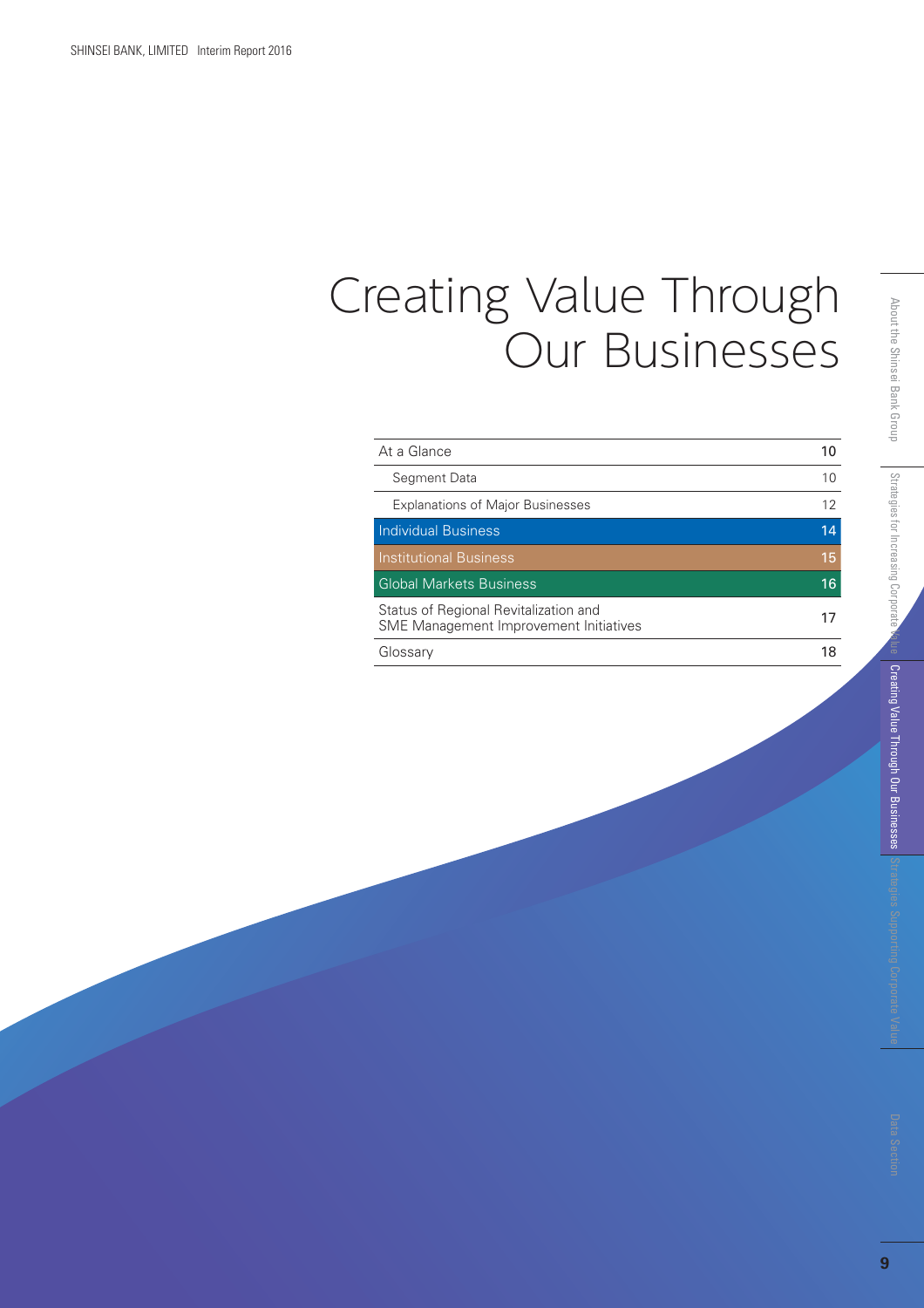# Creating Value Through Our Businesses

| | |
|---|---|
| At a Glance | 10 |
| Segment Data | 10 |
| Explanations of Major Businesses | 12 |
| Individual Business | 14 |
| Institutional Business | 15 |
| Global Markets Business | 16 |
| Status of Regional Revitalization and SME Management Improvement Initiatives | 17 |
| Glossary | 18 |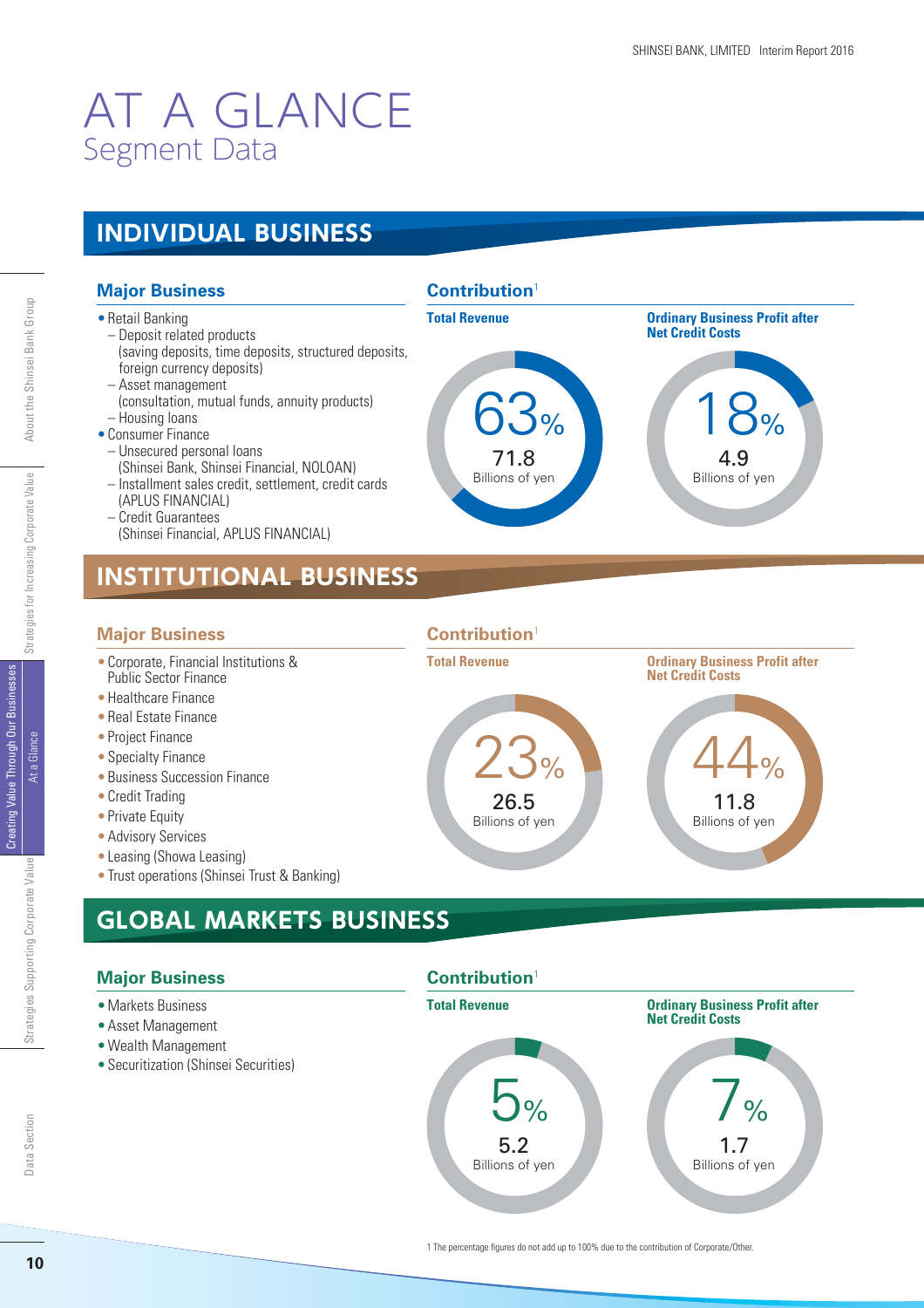# AT A GLANCE
## Segment Data

## INDIVIDUAL BUSINESS

### Major Business

- Retail Banking
  - Deposit related products (saving deposits, time deposits, structured deposits, foreign currency deposits)
  - Asset management (consultation, mutual funds, annuity products)
  - Housing loans
- Consumer Finance
  - Unsecured personal loans (Shinsei Bank, Shinsei Financial, NOLOAN)
  - Installment sales credit, settlement, credit cards (APLUS FINANCIAL)
  - Credit Guarantees (Shinsei Financial, APLUS FINANCIAL)

### Contribution[1]

**Total Revenue**

63%
71.8
Billions of yen

**Ordinary Business Profit after Net Credit Costs**

18%
4.9
Billions of yen

## INSTITUTIONAL BUSINESS

### Major Business

- Corporate, Financial Institutions & Public Sector Finance
- Healthcare Finance
- Real Estate Finance
- Project Finance
- Specialty Finance
- Business Succession Finance
- Credit Trading
- Private Equity
- Advisory Services
- Leasing (Showa Leasing)
- Trust operations (Shinsei Trust & Banking)

### Contribution[1]

**Total Revenue**

23%
26.5
Billions of yen

**Ordinary Business Profit after Net Credit Costs**

44%
11.8
Billions of yen

## GLOBAL MARKETS BUSINESS

### Major Business

- Markets Business
- Asset Management
- Wealth Management
- Securitization (Shinsei Securities)

### Contribution[1]

**Total Revenue**

5%
5.2
Billions of yen

**Ordinary Business Profit after Net Credit Costs**

7%
1.7
Billions of yen

1 The percentage figures do not add up to 100% due to the contribution of Corporate/Other.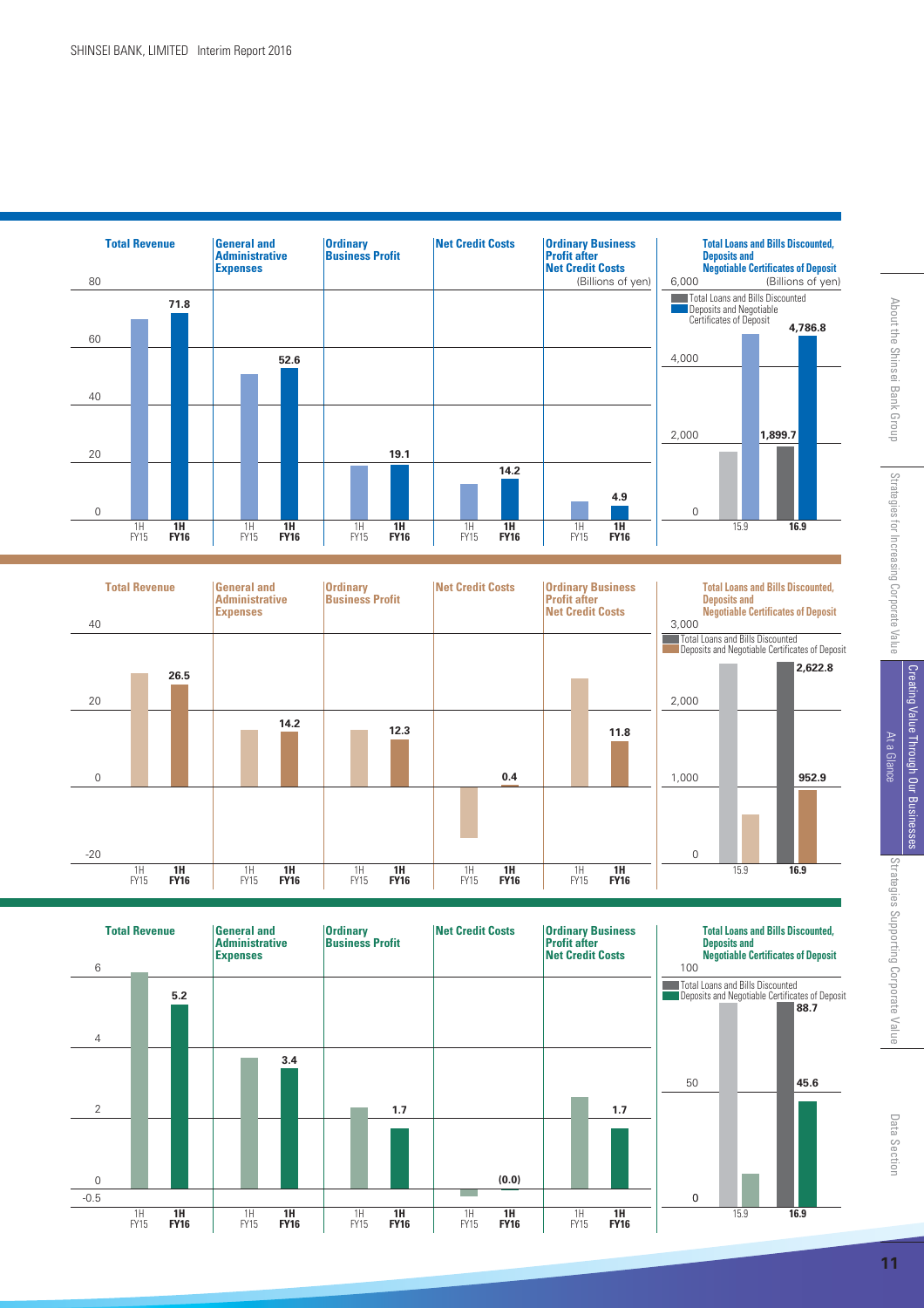**Total Revenue** | **General and Administrative Expenses** | **Ordinary Business Profit** | **Net Credit Costs** | **Ordinary Business Profit after Net Credit Costs** (Billions of yen)

| | 1H FY15 | 1H FY16 |
|---|---|---|
| Total Revenue | | 71.8 |
| General and Administrative Expenses | | 52.6 |
| Ordinary Business Profit | | 19.1 |
| Net Credit Costs | | 14.2 |
| Ordinary Business Profit after Net Credit Costs | | 4.9 |

**Total Loans and Bills Discounted, Deposits and Negotiable Certificates of Deposit** (Billions of yen)

| | 15.9 | 16.9 |
|---|---|---|
| Total Loans and Bills Discounted | | 1,899.7 |
| Deposits and Negotiable Certificates of Deposit | | 4,786.8 |

**Total Revenue** | **General and Administrative Expenses** | **Ordinary Business Profit** | **Net Credit Costs** | **Ordinary Business Profit after Net Credit Costs**

| | 1H FY15 | 1H FY16 |
|---|---|---|
| Total Revenue | | 26.5 |
| General and Administrative Expenses | | 14.2 |
| Ordinary Business Profit | | 12.3 |
| Net Credit Costs | | 0.4 |
| Ordinary Business Profit after Net Credit Costs | | 11.8 |

**Total Loans and Bills Discounted, Deposits and Negotiable Certificates of Deposit**

| | 15.9 | 16.9 |
|---|---|---|
| Total Loans and Bills Discounted | | 2,622.8 |
| Deposits and Negotiable Certificates of Deposit | | 952.9 |

**Total Revenue** | **General and Administrative Expenses** | **Ordinary Business Profit** | **Net Credit Costs** | **Ordinary Business Profit after Net Credit Costs**

| | 1H FY15 | 1H FY16 |
|---|---|---|
| Total Revenue | | 5.2 |
| General and Administrative Expenses | | 3.4 |
| Ordinary Business Profit | | 1.7 |
| Net Credit Costs | | (0.0) |
| Ordinary Business Profit after Net Credit Costs | | 1.7 |

**Total Loans and Bills Discounted, Deposits and Negotiable Certificates of Deposit**

| | 15.9 | 16.9 |
|---|---|---|
| Total Loans and Bills Discounted | | 88.7 |
| Deposits and Negotiable Certificates of Deposit | | 45.6 |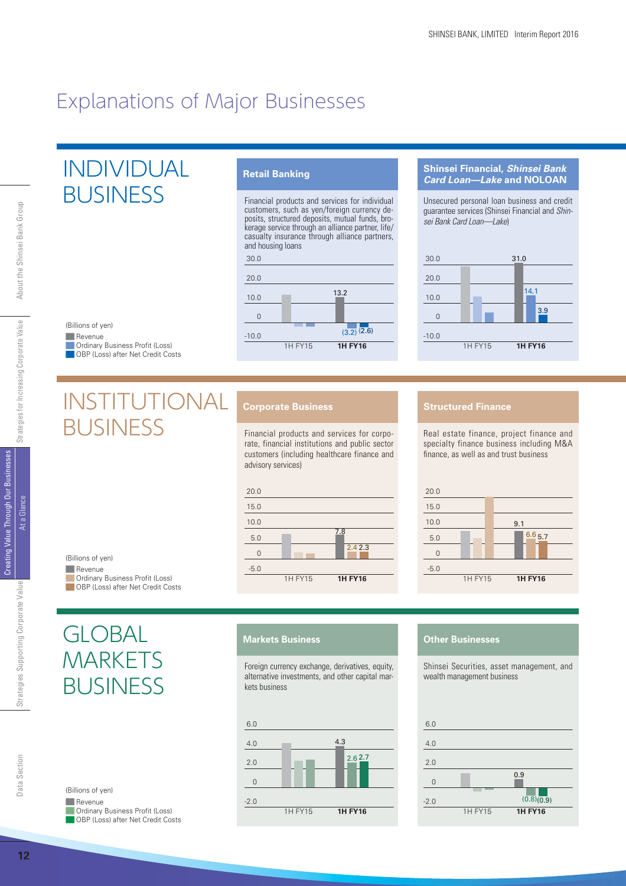# Explanations of Major Businesses

## INDIVIDUAL BUSINESS

(Billions of yen)
- Revenue
- Ordinary Business Profit (Loss)
- OBP (Loss) after Net Credit Costs

### Retail Banking

Financial products and services for individual customers, such as yen/foreign currency deposits, structured deposits, mutual funds, brokerage service through an alliance partner, life/casualty insurance through alliance partners, and housing loans

| | Revenue | Ordinary Business Profit (Loss) | OBP (Loss) after Net Credit Costs |
|---|---|---|---|
| 1H FY15 | | | |
| **1H FY16** | 13.2 | (3.2) | (2.6) |

### Shinsei Financial, *Shinsei Bank Card Loan—Lake* and NOLOAN

Unsecured personal loan business and credit guarantee services (Shinsei Financial and *Shinsei Bank Card Loan—Lake*)

| | Revenue | Ordinary Business Profit (Loss) | OBP (Loss) after Net Credit Costs |
|---|---|---|---|
| 1H FY15 | | | |
| **1H FY16** | 31.0 | 14.1 | 3.9 |

## INSTITUTIONAL BUSINESS

(Billions of yen)
- Revenue
- Ordinary Business Profit (Loss)
- OBP (Loss) after Net Credit Costs

### Corporate Business

Financial products and services for corporate, financial institutions and public sector customers (including healthcare finance and advisory services)

| | Revenue | Ordinary Business Profit (Loss) | OBP (Loss) after Net Credit Costs |
|---|---|---|---|
| 1H FY15 | | | |
| **1H FY16** | 7.8 | 2.4 | 2.3 |

### Structured Finance

Real estate finance, project finance and specialty finance business including M&A finance, as well as and trust business

| | Revenue | Ordinary Business Profit (Loss) | OBP (Loss) after Net Credit Costs |
|---|---|---|---|
| 1H FY15 | | | |
| **1H FY16** | 9.1 | 6.6 | 5.7 |

## GLOBAL MARKETS BUSINESS

(Billions of yen)
- Revenue
- Ordinary Business Profit (Loss)
- OBP (Loss) after Net Credit Costs

### Markets Business

Foreign currency exchange, derivatives, equity, alternative investments, and other capital markets business

| | Revenue | Ordinary Business Profit (Loss) | OBP (Loss) after Net Credit Costs |
|---|---|---|---|
| 1H FY15 | | | |
| **1H FY16** | 4.3 | 2.6 | 2.7 |

### Other Businesses

Shinsei Securities, asset management, and wealth management business

| | Revenue | Ordinary Business Profit (Loss) | OBP (Loss) after Net Credit Costs |
|---|---|---|---|
| 1H FY15 | | | |
| **1H FY16** | 0.9 | (0.8) | (0.9) |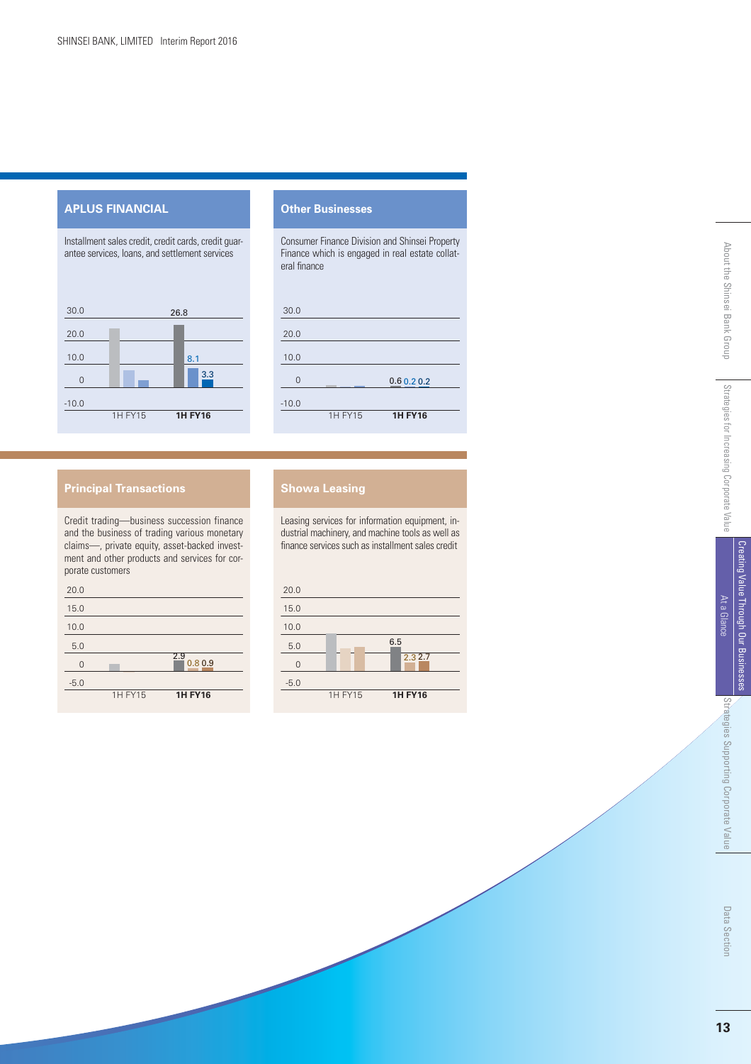## APLUS FINANCIAL

Installment sales credit, credit cards, credit guarantee services, loans, and settlement services

| | 1H FY15 | 1H FY16 |
|---|---|---|
| | | 26.8 |
| | | 8.1 |
| | | 3.3 |

## Other Businesses

Consumer Finance Division and Shinsei Property Finance which is engaged in real estate collateral finance

| | 1H FY15 | 1H FY16 |
|---|---|---|
| | | 0.6 |
| | | 0.2 |
| | | 0.2 |

## Principal Transactions

Credit trading—business succession finance and the business of trading various monetary claims—, private equity, asset-backed investment and other products and services for corporate customers

| | 1H FY15 | 1H FY16 |
|---|---|---|
| | | 2.9 |
| | | 0.8 |
| | | 0.9 |

## Showa Leasing

Leasing services for information equipment, industrial machinery, and machine tools as well as finance services such as installment sales credit

| | 1H FY15 | 1H FY16 |
|---|---|---|
| | | 6.5 |
| | | 2.3 |
| | | 2.7 |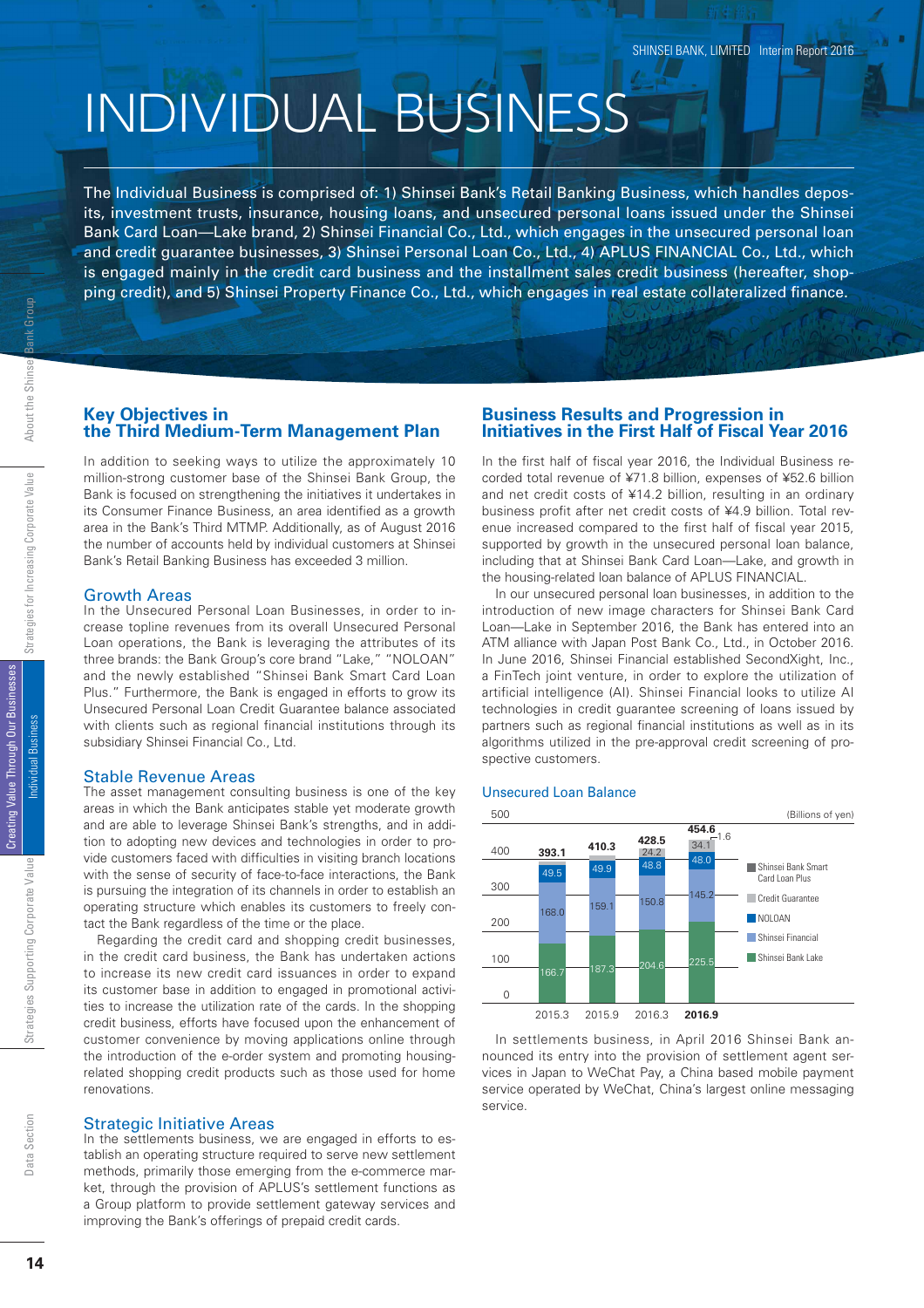# INDIVIDUAL BUSINESS

The Individual Business is comprised of: 1) Shinsei Bank's Retail Banking Business, which handles deposits, investment trusts, insurance, housing loans, and unsecured personal loans issued under the Shinsei Bank Card Loan—Lake brand, 2) Shinsei Financial Co., Ltd., which engages in the unsecured personal loan and credit guarantee businesses, 3) Shinsei Personal Loan Co., Ltd., 4) APLUS FINANCIAL Co., Ltd., which is engaged mainly in the credit card business and the installment sales credit business (hereafter, shopping credit), and 5) Shinsei Property Finance Co., Ltd., which engages in real estate collateralized finance.

## Key Objectives in the Third Medium-Term Management Plan

In addition to seeking ways to utilize the approximately 10 million-strong customer base of the Shinsei Bank Group, the Bank is focused on strengthening the initiatives it undertakes in its Consumer Finance Business, an area identified as a growth area in the Bank's Third MTMP. Additionally, as of August 2016 the number of accounts held by individual customers at Shinsei Bank's Retail Banking Business has exceeded 3 million.

### Growth Areas

In the Unsecured Personal Loan Businesses, in order to increase topline revenues from its overall Unsecured Personal Loan operations, the Bank is leveraging the attributes of its three brands: the Bank Group's core brand "Lake," "NOLOAN" and the newly established "Shinsei Bank Smart Card Loan Plus." Furthermore, the Bank is engaged in efforts to grow its Unsecured Personal Loan Credit Guarantee balance associated with clients such as regional financial institutions through its subsidiary Shinsei Financial Co., Ltd.

### Stable Revenue Areas

The asset management consulting business is one of the key areas in which the Bank anticipates stable yet moderate growth and are able to leverage Shinsei Bank's strengths, and in addition to adopting new devices and technologies in order to provide customers faced with difficulties in visiting branch locations with the sense of security of face-to-face interactions, the Bank is pursuing the integration of its channels in order to establish an operating structure which enables its customers to freely contact the Bank regardless of the time or the place.

Regarding the credit card and shopping credit businesses, in the credit card business, the Bank has undertaken actions to increase its new credit card issuances in order to expand its customer base in addition to engaged in promotional activities to increase the utilization rate of the cards. In the shopping credit business, efforts have focused upon the enhancement of customer convenience by moving applications online through the introduction of the e-order system and promoting housing-related shopping credit products such as those used for home renovations.

### Strategic Initiative Areas

In the settlements business, we are engaged in efforts to establish an operating structure required to serve new settlement methods, primarily those emerging from the e-commerce market, through the provision of APLUS's settlement functions as a Group platform to provide settlement gateway services and improving the Bank's offerings of prepaid credit cards.

## Business Results and Progression in Initiatives in the First Half of Fiscal Year 2016

In the first half of fiscal year 2016, the Individual Business recorded total revenue of ¥71.8 billion, expenses of ¥52.6 billion and net credit costs of ¥14.2 billion, resulting in an ordinary business profit after net credit costs of ¥4.9 billion. Total revenue increased compared to the first half of fiscal year 2015, supported by growth in the unsecured personal loan balance, including that at Shinsei Bank Card Loan—Lake, and growth in the housing-related loan balance of APLUS FINANCIAL.

In our unsecured personal loan businesses, in addition to the introduction of new image characters for Shinsei Bank Card Loan—Lake in September 2016, the Bank has entered into an ATM alliance with Japan Post Bank Co., Ltd., in October 2016. In June 2016, Shinsei Financial established SecondXight, Inc., a FinTech joint venture, in order to explore the utilization of artificial intelligence (AI). Shinsei Financial looks to utilize AI technologies in credit guarantee screening of loans issued by partners such as regional financial institutions as well as in its algorithms utilized in the pre-approval credit screening of prospective customers.

### Unsecured Loan Balance

(Billions of yen)

| | 2015.3 | 2015.9 | 2016.3 | 2016.9 |
|---|---|---|---|---|
| Shinsei Bank Smart Card Loan Plus | | | | 1.6 |
| Credit Guarantee | | | 24.2 | 34.1 |
| NOLOAN | 49.5 | 49.9 | 48.8 | 48.0 |
| Shinsei Financial | 168.0 | 159.1 | 150.8 | 145.2 |
| Shinsei Bank Lake | 166.7 | 187.3 | 204.6 | 225.5 |
| Total | 393.1 | 410.3 | 428.5 | 454.6 |

In settlements business, in April 2016 Shinsei Bank announced its entry into the provision of settlement agent services in Japan to WeChat Pay, a China based mobile payment service operated by WeChat, China's largest online messaging service.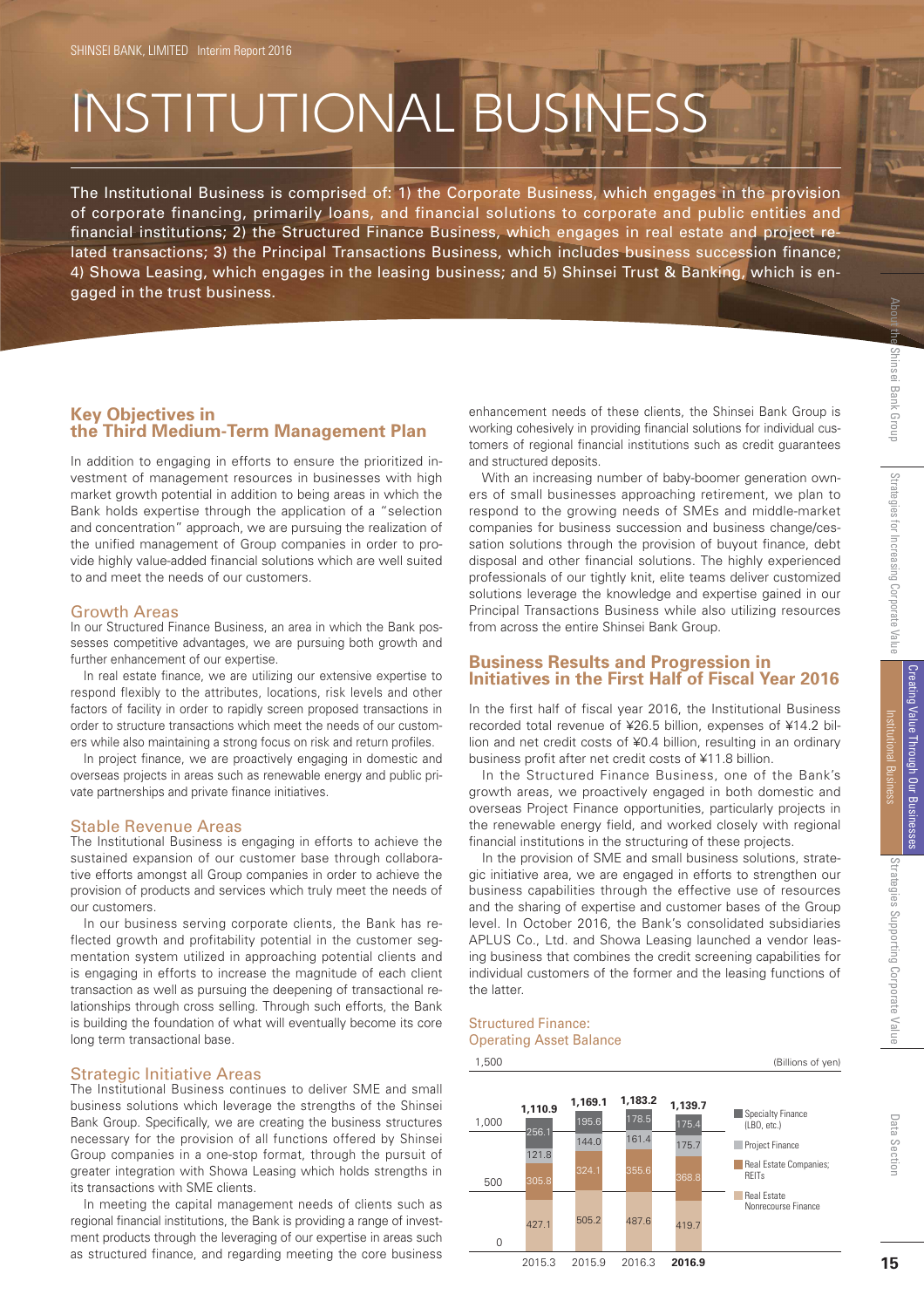# INSTITUTIONAL BUSINESS

The Institutional Business is comprised of: 1) the Corporate Business, which engages in the provision of corporate financing, primarily loans, and financial solutions to corporate and public entities and financial institutions; 2) the Structured Finance Business, which engages in real estate and project related transactions; 3) the Principal Transactions Business, which includes business succession finance; 4) Showa Leasing, which engages in the leasing business; and 5) Shinsei Trust & Banking, which is engaged in the trust business.

## Key Objectives in the Third Medium-Term Management Plan

In addition to engaging in efforts to ensure the prioritized investment of management resources in businesses with high market growth potential in addition to being areas in which the Bank holds expertise through the application of a "selection and concentration" approach, we are pursuing the realization of the unified management of Group companies in order to provide highly value-added financial solutions which are well suited to and meet the needs of our customers.

### Growth Areas

In our Structured Finance Business, an area in which the Bank possesses competitive advantages, we are pursuing both growth and further enhancement of our expertise.

In real estate finance, we are utilizing our extensive expertise to respond flexibly to the attributes, locations, risk levels and other factors of facility in order to rapidly screen proposed transactions in order to structure transactions which meet the needs of our customers while also maintaining a strong focus on risk and return profiles.

In project finance, we are proactively engaging in domestic and overseas projects in areas such as renewable energy and public private partnerships and private finance initiatives.

### Stable Revenue Areas

The Institutional Business is engaging in efforts to achieve the sustained expansion of our customer base through collaborative efforts amongst all Group companies in order to achieve the provision of products and services which truly meet the needs of our customers.

In our business serving corporate clients, the Bank has reflected growth and profitability potential in the customer segmentation system utilized in approaching potential clients and is engaging in efforts to increase the magnitude of each client transaction as well as pursuing the deepening of transactional relationships through cross selling. Through such efforts, the Bank is building the foundation of what will eventually become its core long term transactional base.

### Strategic Initiative Areas

The Institutional Business continues to deliver SME and small business solutions which leverage the strengths of the Shinsei Bank Group. Specifically, we are creating the business structures necessary for the provision of all functions offered by Shinsei Group companies in a one-stop format, through the pursuit of greater integration with Showa Leasing which holds strengths in its transactions with SME clients.

In meeting the capital management needs of clients such as regional financial institutions, the Bank is providing a range of investment products through the leveraging of our expertise in areas such as structured finance, and regarding meeting the core business enhancement needs of these clients, the Shinsei Bank Group is working cohesively in providing financial solutions for individual customers of regional financial institutions such as credit guarantees and structured deposits.

With an increasing number of baby-boomer generation owners of small businesses approaching retirement, we plan to respond to the growing needs of SMEs and middle-market companies for business succession and business change/cessation solutions through the provision of buyout finance, debt disposal and other financial solutions. The highly experienced professionals of our tightly knit, elite teams deliver customized solutions leverage the knowledge and expertise gained in our Principal Transactions Business while also utilizing resources from across the entire Shinsei Bank Group.

## Business Results and Progression in Initiatives in the First Half of Fiscal Year 2016

In the first half of fiscal year 2016, the Institutional Business recorded total revenue of ¥26.5 billion, expenses of ¥14.2 billion and net credit costs of ¥0.4 billion, resulting in an ordinary business profit after net credit costs of ¥11.8 billion.

In the Structured Finance Business, one of the Bank's growth areas, we proactively engaged in both domestic and overseas Project Finance opportunities, particularly projects in the renewable energy field, and worked closely with regional financial institutions in the structuring of these projects.

In the provision of SME and small business solutions, strategic initiative area, we are engaged in efforts to strengthen our business capabilities through the effective use of resources and the sharing of expertise and customer bases of the Group level. In October 2016, the Bank's consolidated subsidiaries APLUS Co., Ltd. and Showa Leasing launched a vendor leasing business that combines the credit screening capabilities for individual customers of the former and the leasing functions of the latter.

**Structured Finance: Operating Asset Balance**

(Billions of yen)

| | 2015.3 | 2015.9 | 2016.3 | 2016.9 |
|---|---|---|---|---|
| Specialty Finance (LBO, etc.) | 256.1 | 195.6 | 178.5 | 175.4 |
| Project Finance | 121.8 | 144.0 | 161.4 | 175.7 |
| Real Estate Companies; REITs | 305.8 | 324.1 | 355.6 | 368.8 |
| Real Estate Nonrecourse Finance | 427.1 | 505.2 | 487.6 | 419.7 |
| Total | 1,110.9 | 1,169.1 | 1,183.2 | 1,139.7 |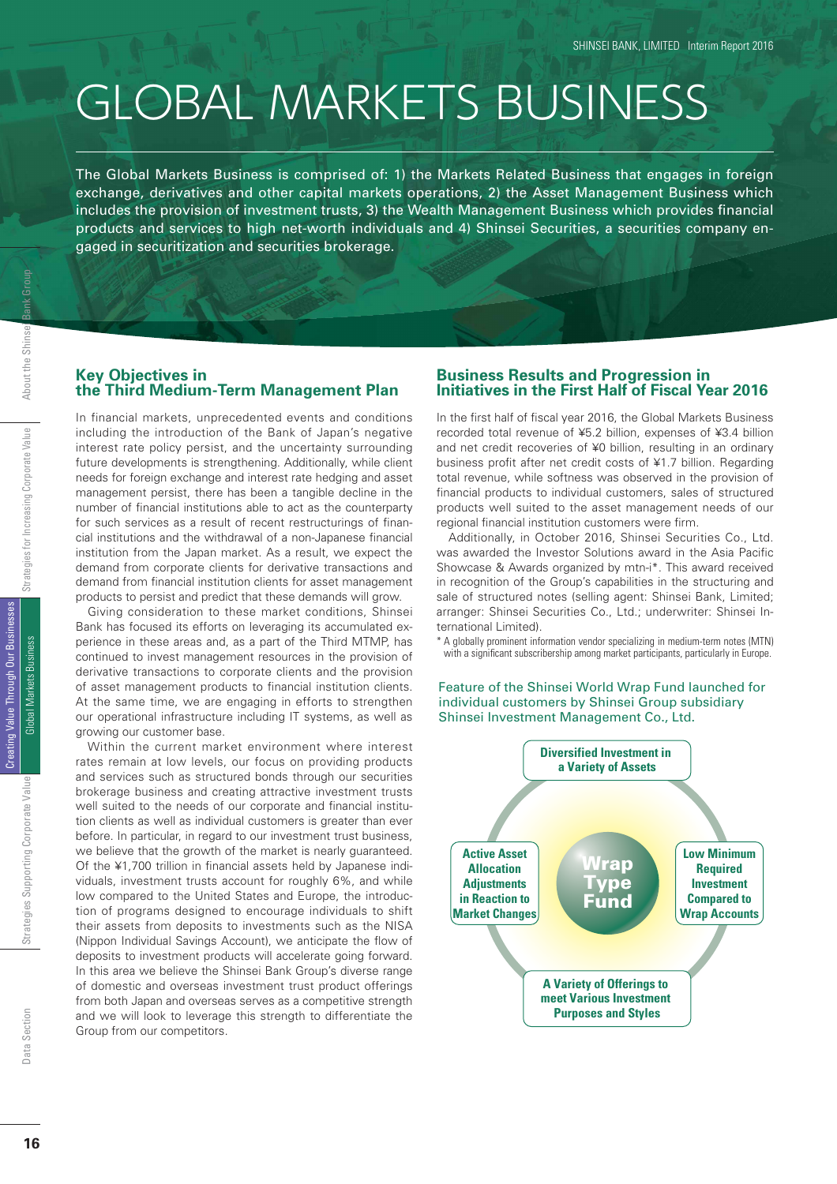# GLOBAL MARKETS BUSINESS

The Global Markets Business is comprised of: 1) the Markets Related Business that engages in foreign exchange, derivatives and other capital markets operations, 2) the Asset Management Business which includes the provision of investment trusts, 3) the Wealth Management Business which provides financial products and services to high net-worth individuals and 4) Shinsei Securities, a securities company engaged in securitization and securities brokerage.

## Key Objectives in the Third Medium-Term Management Plan

In financial markets, unprecedented events and conditions including the introduction of the Bank of Japan's negative interest rate policy persist, and the uncertainty surrounding future developments is strengthening. Additionally, while client needs for foreign exchange and interest rate hedging and asset management persist, there has been a tangible decline in the number of financial institutions able to act as the counterparty for such services as a result of recent restructurings of financial institutions and the withdrawal of a non-Japanese financial institution from the Japan market. As a result, we expect the demand from corporate clients for derivative transactions and demand from financial institution clients for asset management products to persist and predict that these demands will grow.

Giving consideration to these market conditions, Shinsei Bank has focused its efforts on leveraging its accumulated experience in these areas and, as a part of the Third MTMP, has continued to invest management resources in the provision of derivative transactions to corporate clients and the provision of asset management products to financial institution clients. At the same time, we are engaging in efforts to strengthen our operational infrastructure including IT systems, as well as growing our customer base.

Within the current market environment where interest rates remain at low levels, our focus on providing products and services such as structured bonds through our securities brokerage business and creating attractive investment trusts well suited to the needs of our corporate and financial institution clients as well as individual customers is greater than ever before. In particular, in regard to our investment trust business, we believe that the growth of the market is nearly guaranteed. Of the ¥1,700 trillion in financial assets held by Japanese individuals, investment trusts account for roughly 6%, and while low compared to the United States and Europe, the introduction of programs designed to encourage individuals to shift their assets from deposits to investments such as the NISA (Nippon Individual Savings Account), we anticipate the flow of deposits to investment products will accelerate going forward. In this area we believe the Shinsei Bank Group's diverse range of domestic and overseas investment trust product offerings from both Japan and overseas serves as a competitive strength and we will look to leverage this strength to differentiate the Group from our competitors.

## Business Results and Progression in Initiatives in the First Half of Fiscal Year 2016

In the first half of fiscal year 2016, the Global Markets Business recorded total revenue of ¥5.2 billion, expenses of ¥3.4 billion and net credit recoveries of ¥0 billion, resulting in an ordinary business profit after net credit costs of ¥1.7 billion. Regarding total revenue, while softness was observed in the provision of financial products to individual customers, sales of structured products well suited to the asset management needs of our regional financial institution customers were firm.

Additionally, in October 2016, Shinsei Securities Co., Ltd. was awarded the Investor Solutions award in the Asia Pacific Showcase & Awards organized by mtn-i*. This award received in recognition of the Group's capabilities in the structuring and sale of structured notes (selling agent: Shinsei Bank, Limited; arranger: Shinsei Securities Co., Ltd.; underwriter: Shinsei International Limited).

\* A globally prominent information vendor specializing in medium-term notes (MTN) with a significant subscribership among market participants, particularly in Europe.

### Feature of the Shinsei World Wrap Fund launched for individual customers by Shinsei Group subsidiary Shinsei Investment Management Co., Ltd.

**Wrap Type Fund**

- Diversified Investment in a Variety of Assets
- Low Minimum Required Investment Compared to Wrap Accounts
- A Variety of Offerings to meet Various Investment Purposes and Styles
- Active Asset Allocation Adjustments in Reaction to Market Changes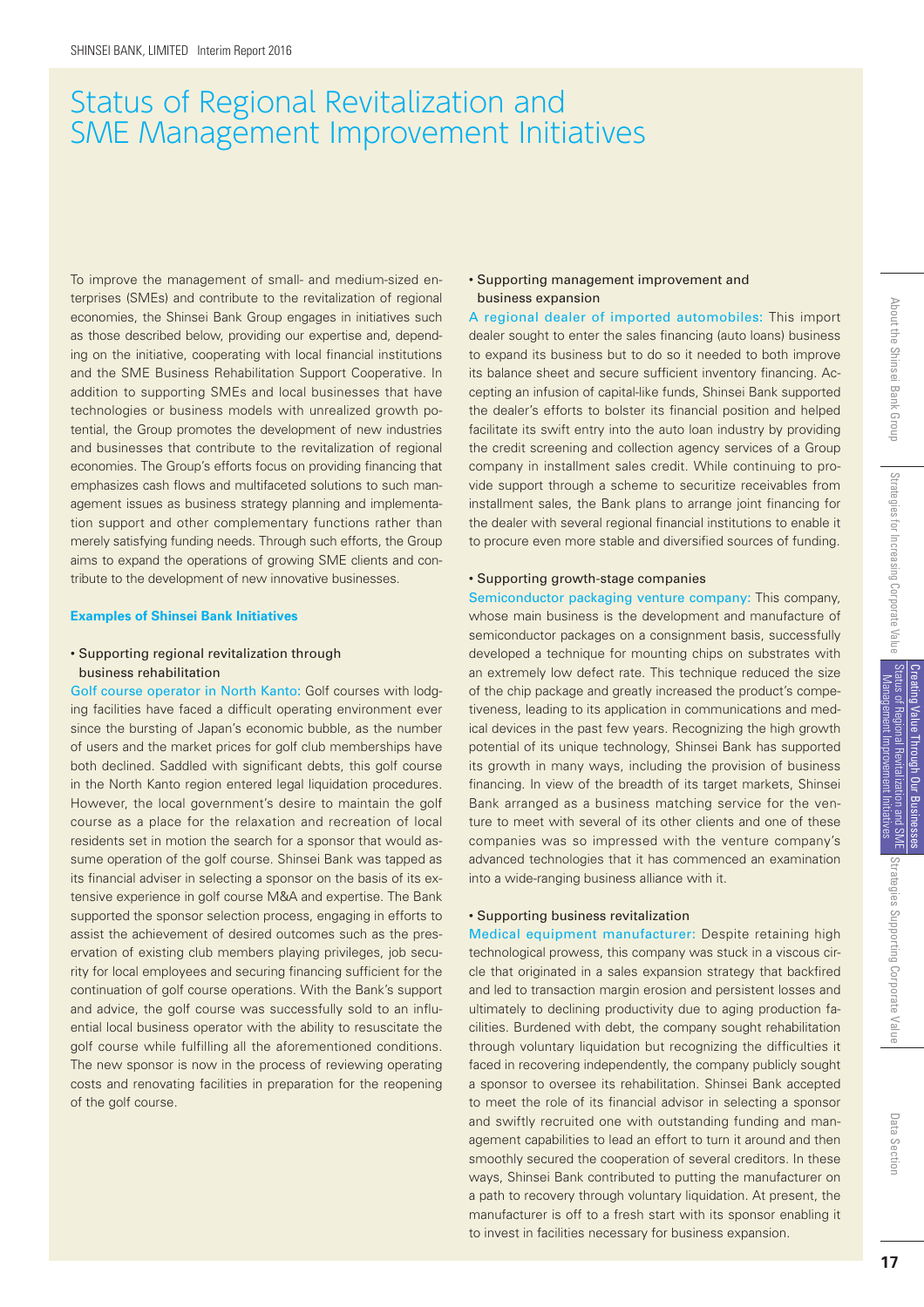# Status of Regional Revitalization and SME Management Improvement Initiatives

To improve the management of small- and medium-sized enterprises (SMEs) and contribute to the revitalization of regional economies, the Shinsei Bank Group engages in initiatives such as those described below, providing our expertise and, depending on the initiative, cooperating with local financial institutions and the SME Business Rehabilitation Support Cooperative. In addition to supporting SMEs and local businesses that have technologies or business models with unrealized growth potential, the Group promotes the development of new industries and businesses that contribute to the revitalization of regional economies. The Group's efforts focus on providing financing that emphasizes cash flows and multifaceted solutions to such management issues as business strategy planning and implementation support and other complementary functions rather than merely satisfying funding needs. Through such efforts, the Group aims to expand the operations of growing SME clients and contribute to the development of new innovative businesses.

### Examples of Shinsei Bank Initiatives

**• Supporting regional revitalization through business rehabilitation**

Golf course operator in North Kanto: Golf courses with lodging facilities have faced a difficult operating environment ever since the bursting of Japan's economic bubble, as the number of users and the market prices for golf club memberships have both declined. Saddled with significant debts, this golf course in the North Kanto region entered legal liquidation procedures. However, the local government's desire to maintain the golf course as a place for the relaxation and recreation of local residents set in motion the search for a sponsor that would assume operation of the golf course. Shinsei Bank was tapped as its financial adviser in selecting a sponsor on the basis of its extensive experience in golf course M&A and expertise. The Bank supported the sponsor selection process, engaging in efforts to assist the achievement of desired outcomes such as the preservation of existing club members playing privileges, job security for local employees and securing financing sufficient for the continuation of golf course operations. With the Bank's support and advice, the golf course was successfully sold to an influential local business operator with the ability to resuscitate the golf course while fulfilling all the aforementioned conditions. The new sponsor is now in the process of reviewing operating costs and renovating facilities in preparation for the reopening of the golf course.

**• Supporting management improvement and business expansion**

A regional dealer of imported automobiles: This import dealer sought to enter the sales financing (auto loans) business to expand its business but to do so it needed to both improve its balance sheet and secure sufficient inventory financing. Accepting an infusion of capital-like funds, Shinsei Bank supported the dealer's efforts to bolster its financial position and helped facilitate its swift entry into the auto loan industry by providing the credit screening and collection agency services of a Group company in installment sales credit. While continuing to provide support through a scheme to securitize receivables from installment sales, the Bank plans to arrange joint financing for the dealer with several regional financial institutions to enable it to procure even more stable and diversified sources of funding.

**• Supporting growth-stage companies**

Semiconductor packaging venture company: This company, whose main business is the development and manufacture of semiconductor packages on a consignment basis, successfully developed a technique for mounting chips on substrates with an extremely low defect rate. This technique reduced the size of the chip package and greatly increased the product's competiveness, leading to its application in communications and medical devices in the past few years. Recognizing the high growth potential of its unique technology, Shinsei Bank has supported its growth in many ways, including the provision of business financing. In view of the breadth of its target markets, Shinsei Bank arranged as a business matching service for the venture to meet with several of its other clients and one of these companies was so impressed with the venture company's advanced technologies that it has commenced an examination into a wide-ranging business alliance with it.

**• Supporting business revitalization**

Medical equipment manufacturer: Despite retaining high technological prowess, this company was stuck in a viscous circle that originated in a sales expansion strategy that backfired and led to transaction margin erosion and persistent losses and ultimately to declining productivity due to aging production facilities. Burdened with debt, the company sought rehabilitation through voluntary liquidation but recognizing the difficulties it faced in recovering independently, the company publicly sought a sponsor to oversee its rehabilitation. Shinsei Bank accepted to meet the role of its financial advisor in selecting a sponsor and swiftly recruited one with outstanding funding and management capabilities to lead an effort to turn it around and then smoothly secured the cooperation of several creditors. In these ways, Shinsei Bank contributed to putting the manufacturer on a path to recovery through voluntary liquidation. At present, the manufacturer is off to a fresh start with its sponsor enabling it to invest in facilities necessary for business expansion.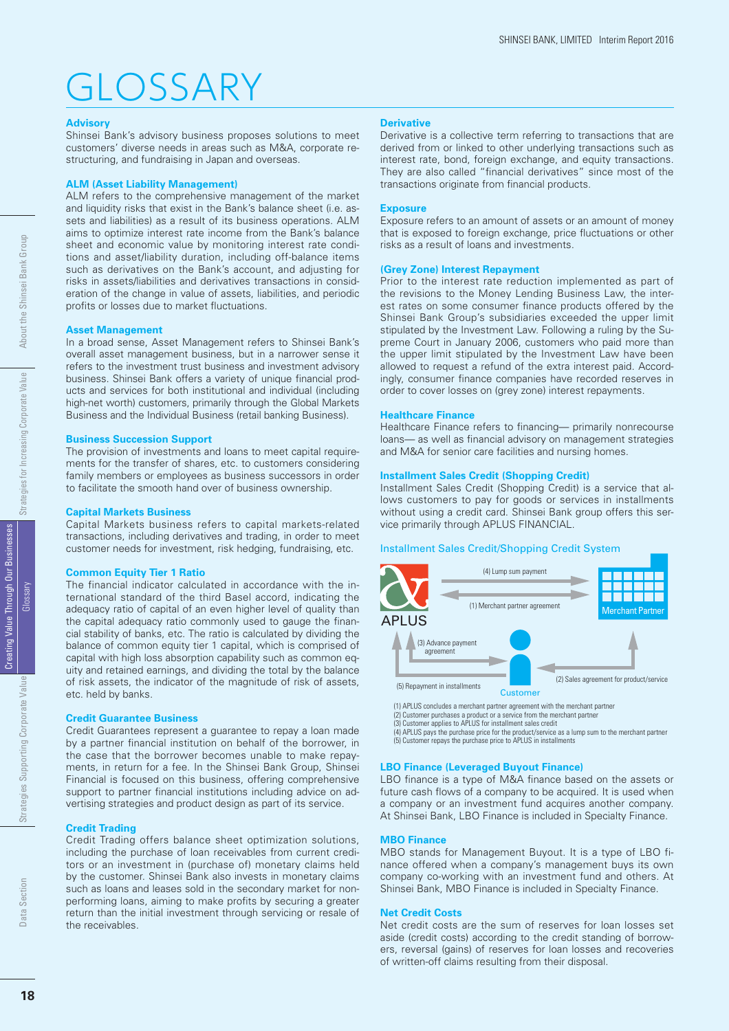# GLOSSARY

### Advisory

Shinsei Bank's advisory business proposes solutions to meet customers' diverse needs in areas such as M&A, corporate restructuring, and fundraising in Japan and overseas.

### ALM (Asset Liability Management)

ALM refers to the comprehensive management of the market and liquidity risks that exist in the Bank's balance sheet (i.e. assets and liabilities) as a result of its business operations. ALM aims to optimize interest rate income from the Bank's balance sheet and economic value by monitoring interest rate conditions and asset/liability duration, including off-balance items such as derivatives on the Bank's account, and adjusting for risks in assets/liabilities and derivatives transactions in consideration of the change in value of assets, liabilities, and periodic profits or losses due to market fluctuations.

### Asset Management

In a broad sense, Asset Management refers to Shinsei Bank's overall asset management business, but in a narrower sense it refers to the investment trust business and investment advisory business. Shinsei Bank offers a variety of unique financial products and services for both institutional and individual (including high-net worth) customers, primarily through the Global Markets Business and the Individual Business (retail banking Business).

### Business Succession Support

The provision of investments and loans to meet capital requirements for the transfer of shares, etc. to customers considering family members or employees as business successors in order to facilitate the smooth hand over of business ownership.

### Capital Markets Business

Capital Markets business refers to capital markets-related transactions, including derivatives and trading, in order to meet customer needs for investment, risk hedging, fundraising, etc.

### Common Equity Tier 1 Ratio

The financial indicator calculated in accordance with the international standard of the third Basel accord, indicating the adequacy ratio of capital of an even higher level of quality than the capital adequacy ratio commonly used to gauge the financial stability of banks, etc. The ratio is calculated by dividing the balance of common equity tier 1 capital, which is comprised of capital with high loss absorption capability such as common equity and retained earnings, and dividing the total by the balance of risk assets, the indicator of the magnitude of risk of assets, etc. held by banks.

### Credit Guarantee Business

Credit Guarantees represent a guarantee to repay a loan made by a partner financial institution on behalf of the borrower, in the case that the borrower becomes unable to make repayments, in return for a fee. In the Shinsei Bank Group, Shinsei Financial is focused on this business, offering comprehensive support to partner financial institutions including advice on advertising strategies and product design as part of its service.

### Credit Trading

Credit Trading offers balance sheet optimization solutions, including the purchase of loan receivables from current creditors or an investment in (purchase of) monetary claims held by the customer. Shinsei Bank also invests in monetary claims such as loans and leases sold in the secondary market for nonperforming loans, aiming to make profits by securing a greater return than the initial investment through servicing or resale of the receivables.

### Derivative

Derivative is a collective term referring to transactions that are derived from or linked to other underlying transactions such as interest rate, bond, foreign exchange, and equity transactions. They are also called "financial derivatives" since most of the transactions originate from financial products.

### Exposure

Exposure refers to an amount of assets or an amount of money that is exposed to foreign exchange, price fluctuations or other risks as a result of loans and investments.

### (Grey Zone) Interest Repayment

Prior to the interest rate reduction implemented as part of the revisions to the Money Lending Business Law, the interest rates on some consumer finance products offered by the Shinsei Bank Group's subsidiaries exceeded the upper limit stipulated by the Investment Law. Following a ruling by the Supreme Court in January 2006, customers who paid more than the upper limit stipulated by the Investment Law have been allowed to request a refund of the extra interest paid. Accordingly, consumer finance companies have recorded reserves in order to cover losses on (grey zone) interest repayments.

### Healthcare Finance

Healthcare Finance refers to financing— primarily nonrecourse loans— as well as financial advisory on management strategies and M&A for senior care facilities and nursing homes.

### Installment Sales Credit (Shopping Credit)

Installment Sales Credit (Shopping Credit) is a service that allows customers to pay for goods or services in installments without using a credit card. Shinsei Bank group offers this service primarily through APLUS FINANCIAL.

Installment Sales Credit/Shopping Credit System

APLUS — (4) Lump sum payment → Merchant Partner
APLUS ← (1) Merchant partner agreement → Merchant Partner
(3) Advance payment agreement
(5) Repayment in installments
Customer
(2) Sales agreement for product/service

(1) APLUS concludes a merchant partner agreement with the merchant partner
(2) Customer purchases a product or a service from the merchant partner
(3) Customer applies to APLUS for installment sales credit
(4) APLUS pays the purchase price for the product/service as a lump sum to the merchant partner
(5) Customer repays the purchase price to APLUS in installments

### LBO Finance (Leveraged Buyout Finance)

LBO finance is a type of M&A finance based on the assets or future cash flows of a company to be acquired. It is used when a company or an investment fund acquires another company. At Shinsei Bank, LBO Finance is included in Specialty Finance.

### MBO Finance

MBO stands for Management Buyout. It is a type of LBO finance offered when a company's management buys its own company co-working with an investment fund and others. At Shinsei Bank, MBO Finance is included in Specialty Finance.

### Net Credit Costs

Net credit costs are the sum of reserves for loan losses set aside (credit costs) according to the credit standing of borrowers, reversal (gains) of reserves for loan losses and recoveries of written-off claims resulting from their disposal.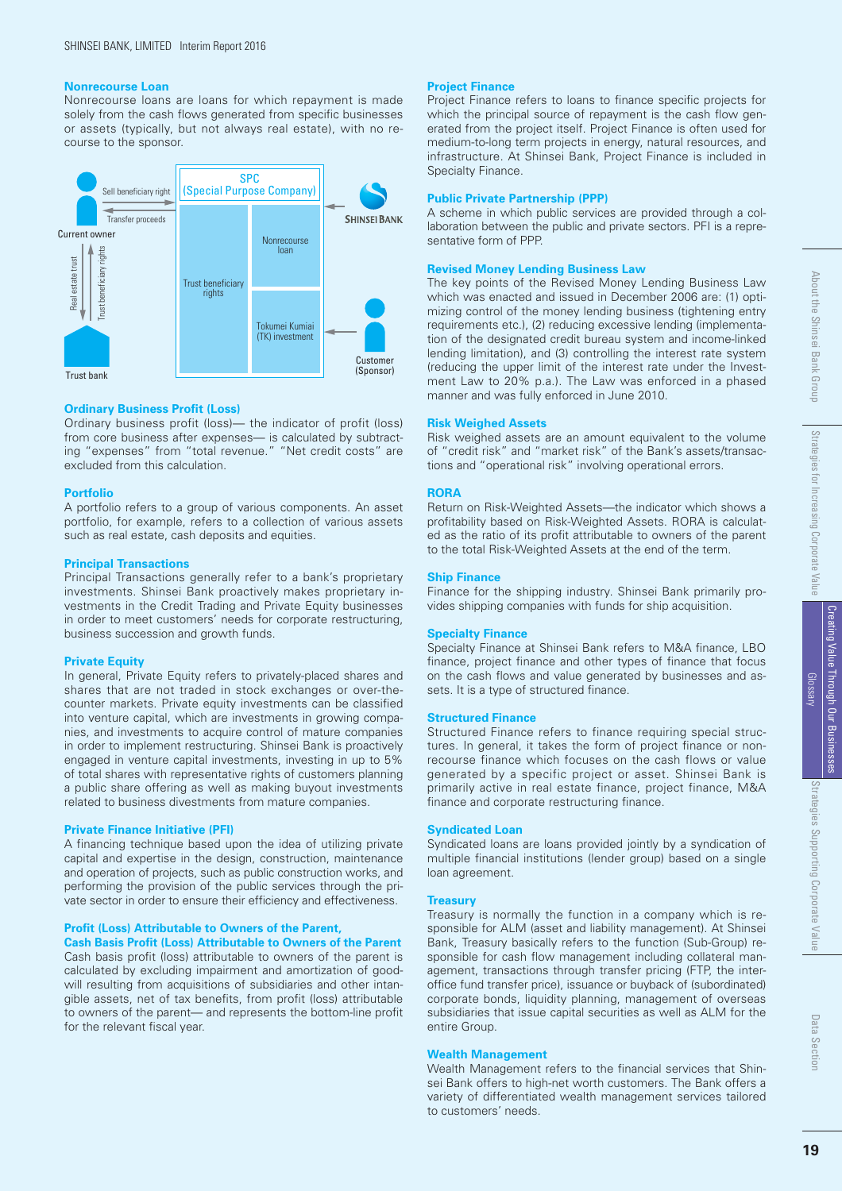### Nonrecourse Loan

Nonrecourse loans are loans for which repayment is made solely from the cash flows generated from specific businesses or assets (typically, but not always real estate), with no recourse to the sponsor.

SPC (Special Purpose Company)

Sell beneficiary right

Transfer proceeds

Current owner

Real estate trust

Trust beneficiary rights

Trust bank

Trust beneficiary rights

Nonrecourse loan

Tokumei Kumiai (TK) investment

SHINSEI BANK

Customer (Sponsor)

### Ordinary Business Profit (Loss)

Ordinary business profit (loss)— the indicator of profit (loss) from core business after expenses— is calculated by subtracting "expenses" from "total revenue." "Net credit costs" are excluded from this calculation.

### Portfolio

A portfolio refers to a group of various components. An asset portfolio, for example, refers to a collection of various assets such as real estate, cash deposits and equities.

### Principal Transactions

Principal Transactions generally refer to a bank's proprietary investments. Shinsei Bank proactively makes proprietary investments in the Credit Trading and Private Equity businesses in order to meet customers' needs for corporate restructuring, business succession and growth funds.

### Private Equity

In general, Private Equity refers to privately-placed shares and shares that are not traded in stock exchanges or over-the-counter markets. Private equity investments can be classified into venture capital, which are investments in growing companies, and investments to acquire control of mature companies in order to implement restructuring. Shinsei Bank is proactively engaged in venture capital investments, investing in up to 5% of total shares with representative rights of customers planning a public share offering as well as making buyout investments related to business divestments from mature companies.

### Private Finance Initiative (PFI)

A financing technique based upon the idea of utilizing private capital and expertise in the design, construction, maintenance and operation of projects, such as public construction works, and performing the provision of the public services through the private sector in order to ensure their efficiency and effectiveness.

### Profit (Loss) Attributable to Owners of the Parent, Cash Basis Profit (Loss) Attributable to Owners of the Parent

Cash basis profit (loss) attributable to owners of the parent is calculated by excluding impairment and amortization of goodwill resulting from acquisitions of subsidiaries and other intangible assets, net of tax benefits, from profit (loss) attributable to owners of the parent— and represents the bottom-line profit for the relevant fiscal year.

### Project Finance

Project Finance refers to loans to finance specific projects for which the principal source of repayment is the cash flow generated from the project itself. Project Finance is often used for medium-to-long term projects in energy, natural resources, and infrastructure. At Shinsei Bank, Project Finance is included in Specialty Finance.

### Public Private Partnership (PPP)

A scheme in which public services are provided through a collaboration between the public and private sectors. PFI is a representative form of PPP.

### Revised Money Lending Business Law

The key points of the Revised Money Lending Business Law which was enacted and issued in December 2006 are: (1) optimizing control of the money lending business (tightening entry requirements etc.), (2) reducing excessive lending (implementation of the designated credit bureau system and income-linked lending limitation), and (3) controlling the interest rate system (reducing the upper limit of the interest rate under the Investment Law to 20% p.a.). The Law was enforced in a phased manner and was fully enforced in June 2010.

### Risk Weighed Assets

Risk weighed assets are an amount equivalent to the volume of "credit risk" and "market risk" of the Bank's assets/transactions and "operational risk" involving operational errors.

### RORA

Return on Risk-Weighted Assets—the indicator which shows a profitability based on Risk-Weighted Assets. RORA is calculated as the ratio of its profit attributable to owners of the parent to the total Risk-Weighted Assets at the end of the term.

### Ship Finance

Finance for the shipping industry. Shinsei Bank primarily provides shipping companies with funds for ship acquisition.

### Specialty Finance

Specialty Finance at Shinsei Bank refers to M&A finance, LBO finance, project finance and other types of finance that focus on the cash flows and value generated by businesses and assets. It is a type of structured finance.

### Structured Finance

Structured Finance refers to finance requiring special structures. In general, it takes the form of project finance or nonrecourse finance which focuses on the cash flows or value generated by a specific project or asset. Shinsei Bank is primarily active in real estate finance, project finance, M&A finance and corporate restructuring finance.

### Syndicated Loan

Syndicated loans are loans provided jointly by a syndication of multiple financial institutions (lender group) based on a single loan agreement.

### Treasury

Treasury is normally the function in a company which is responsible for ALM (asset and liability management). At Shinsei Bank, Treasury basically refers to the function (Sub-Group) responsible for cash flow management including collateral management, transactions through transfer pricing (FTP, the inter-office fund transfer price), issuance or buyback of (subordinated) corporate bonds, liquidity planning, management of overseas subsidiaries that issue capital securities as well as ALM for the entire Group.

### Wealth Management

Wealth Management refers to the financial services that Shinsei Bank offers to high-net worth customers. The Bank offers a variety of differentiated wealth management services tailored to customers' needs.